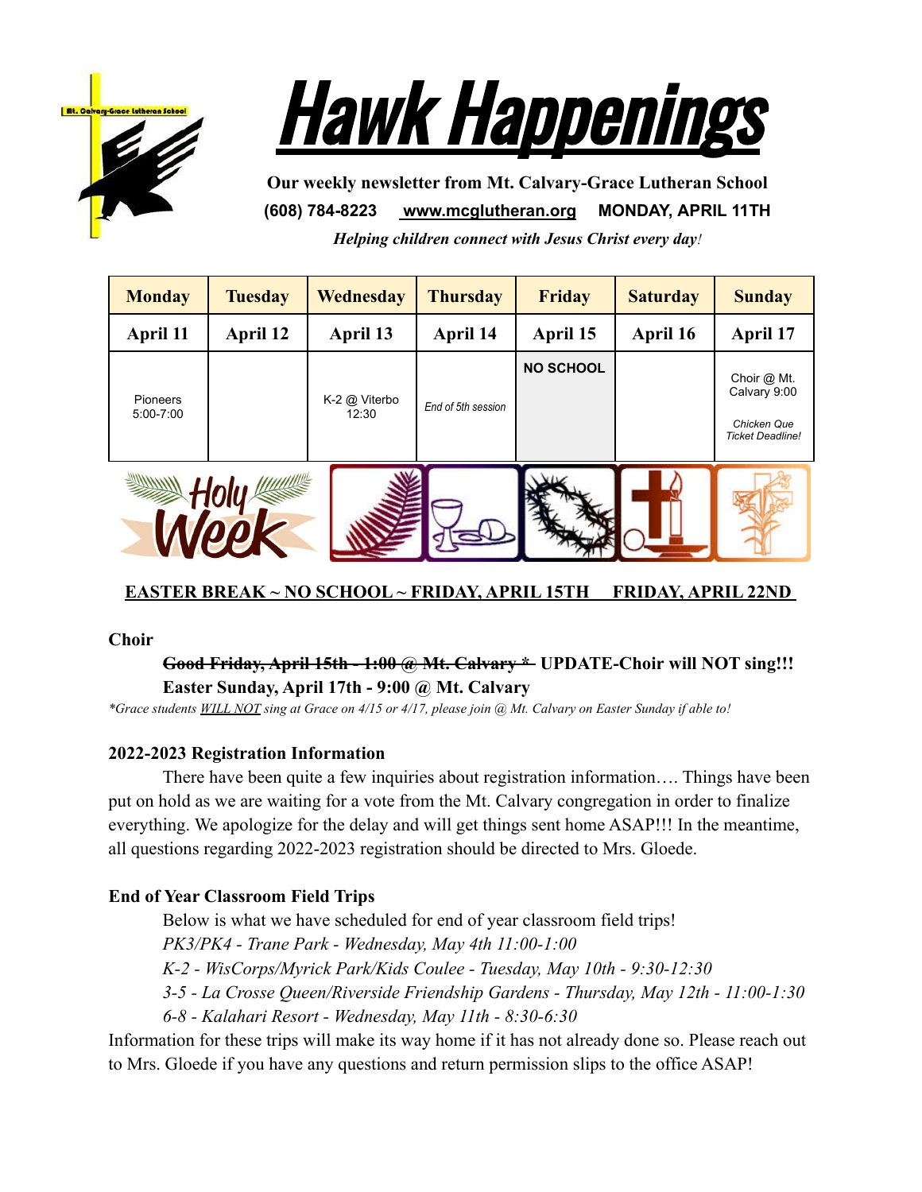# Hawk Happenings

**Our weekly newsletter from Mt. Calvary-Grace Lutheran School**

**(608) 784-8223 www.mcglutheran.org MONDAY, APRIL 11TH**

***Helping children connect with Jesus Christ every day!***

| Monday | Tuesday | Wednesday | Thursday | Friday | Saturday | Sunday |
|---|---|---|---|---|---|---|
| April 11 | April 12 | April 13 | April 14 | April 15 | April 16 | April 17 |
| Pioneers 5:00-7:00 | | K-2 @ Viterbo 12:30 | *End of 5th session* | **NO SCHOOL** | | Choir @ Mt. Calvary 9:00 *Chicken Que Ticket Deadline!* |

Holy Week

**EASTER BREAK ~ NO SCHOOL ~ FRIDAY, APRIL 15TH FRIDAY, APRIL 22ND**

**Choir**

**~~Good Friday, April 15th - 1:00 @ Mt. Calvary *~~ UPDATE-Choir will NOT sing!!!**
**Easter Sunday, April 17th - 9:00 @ Mt. Calvary**

*\*Grace students WILL NOT sing at Grace on 4/15 or 4/17, please join @ Mt. Calvary on Easter Sunday if able to!*

**2022-2023 Registration Information**

There have been quite a few inquiries about registration information…. Things have been put on hold as we are waiting for a vote from the Mt. Calvary congregation in order to finalize everything. We apologize for the delay and will get things sent home ASAP!!! In the meantime, all questions regarding 2022-2023 registration should be directed to Mrs. Gloede.

**End of Year Classroom Field Trips**

Below is what we have scheduled for end of year classroom field trips!

*PK3/PK4 - Trane Park - Wednesday, May 4th 11:00-1:00*
*K-2 - WisCorps/Myrick Park/Kids Coulee - Tuesday, May 10th - 9:30-12:30*
*3-5 - La Crosse Queen/Riverside Friendship Gardens - Thursday, May 12th - 11:00-1:30*
*6-8 - Kalahari Resort - Wednesday, May 11th - 8:30-6:30*

Information for these trips will make its way home if it has not already done so. Please reach out to Mrs. Gloede if you have any questions and return permission slips to the office ASAP!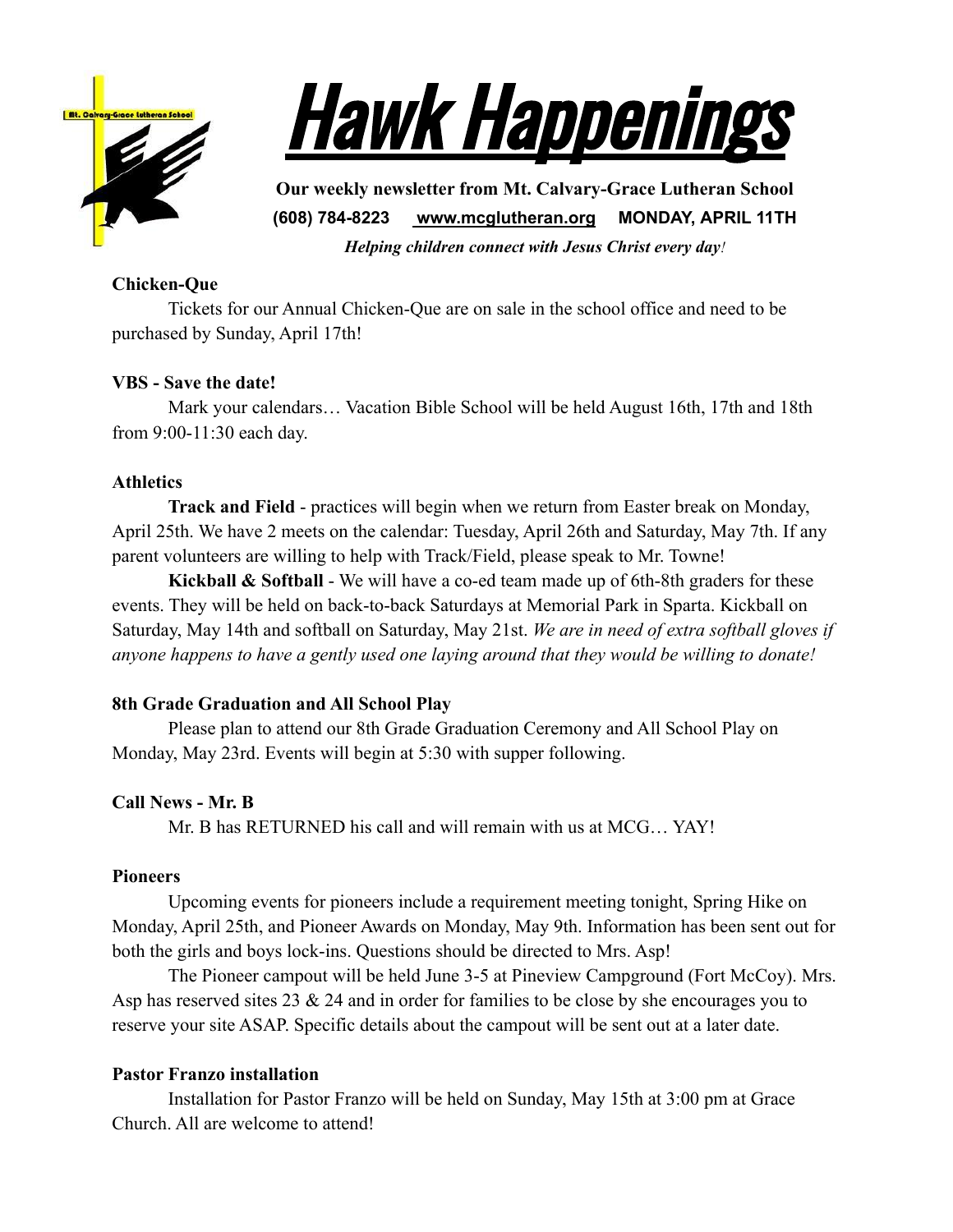# Hawk Happenings

**Our weekly newsletter from Mt. Calvary-Grace Lutheran School**

**(608) 784-8223 www.mcglutheran.org MONDAY, APRIL 11TH**

***Helping children connect with Jesus Christ every day!***

**Chicken-Que**

Tickets for our Annual Chicken-Que are on sale in the school office and need to be purchased by Sunday, April 17th!

**VBS - Save the date!**

Mark your calendars… Vacation Bible School will be held August 16th, 17th and 18th from 9:00-11:30 each day.

**Athletics**

**Track and Field** - practices will begin when we return from Easter break on Monday, April 25th. We have 2 meets on the calendar: Tuesday, April 26th and Saturday, May 7th. If any parent volunteers are willing to help with Track/Field, please speak to Mr. Towne!

**Kickball & Softball** - We will have a co-ed team made up of 6th-8th graders for these events. They will be held on back-to-back Saturdays at Memorial Park in Sparta. Kickball on Saturday, May 14th and softball on Saturday, May 21st. *We are in need of extra softball gloves if anyone happens to have a gently used one laying around that they would be willing to donate!*

**8th Grade Graduation and All School Play**

Please plan to attend our 8th Grade Graduation Ceremony and All School Play on Monday, May 23rd. Events will begin at 5:30 with supper following.

**Call News - Mr. B**

Mr. B has RETURNED his call and will remain with us at MCG… YAY!

**Pioneers**

Upcoming events for pioneers include a requirement meeting tonight, Spring Hike on Monday, April 25th, and Pioneer Awards on Monday, May 9th. Information has been sent out for both the girls and boys lock-ins. Questions should be directed to Mrs. Asp!

The Pioneer campout will be held June 3-5 at Pineview Campground (Fort McCoy). Mrs. Asp has reserved sites 23 & 24 and in order for families to be close by she encourages you to reserve your site ASAP. Specific details about the campout will be sent out at a later date.

**Pastor Franzo installation**

Installation for Pastor Franzo will be held on Sunday, May 15th at 3:00 pm at Grace Church. All are welcome to attend!